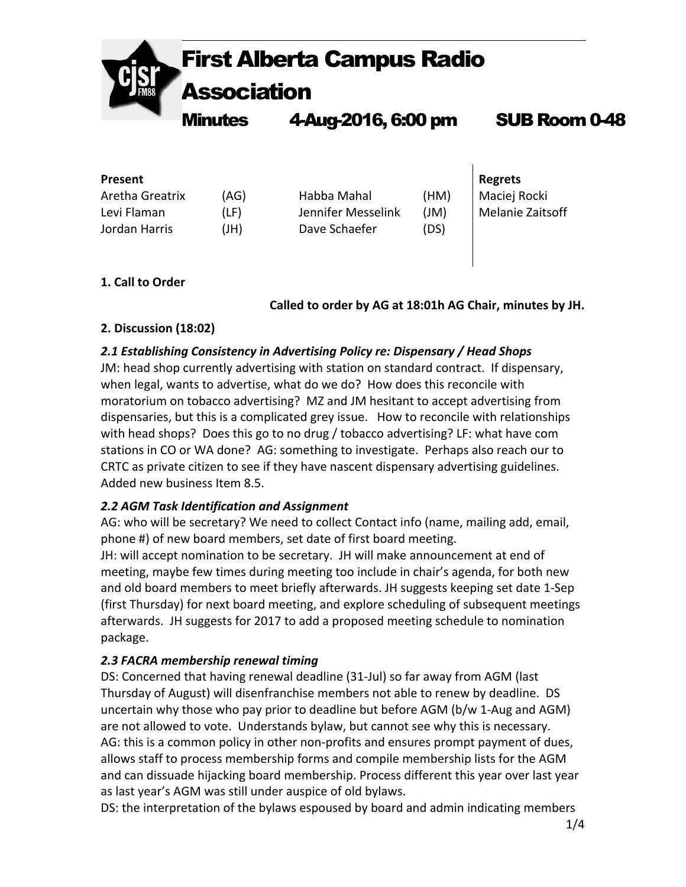# First Alberta Campus Radio Association

## Minutes 4-Aug-2016, 6:00 pm SUB Room 0-48

| Present | | | | Regrets |
|---|---|---|---|---|
| Aretha Greatrix | (AG) | Habba Mahal | (HM) | Maciej Rocki |
| Levi Flaman | (LF) | Jennifer Messelink | (JM) | Melanie Zaitsoff |
| Jordan Harris | (JH) | Dave Schaefer | (DS) | |

**1. Call to Order**

**Called to order by AG at 18:01h AG Chair, minutes by JH.**

**2. Discussion (18:02)**

***2.1 Establishing Consistency in Advertising Policy re: Dispensary / Head Shops***

JM: head shop currently advertising with station on standard contract. If dispensary, when legal, wants to advertise, what do we do? How does this reconcile with moratorium on tobacco advertising? MZ and JM hesitant to accept advertising from dispensaries, but this is a complicated grey issue. How to reconcile with relationships with head shops? Does this go to no drug / tobacco advertising? LF: what have com stations in CO or WA done? AG: something to investigate. Perhaps also reach our to CRTC as private citizen to see if they have nascent dispensary advertising guidelines. Added new business Item 8.5.

***2.2 AGM Task Identification and Assignment***

AG: who will be secretary? We need to collect Contact info (name, mailing add, email, phone #) of new board members, set date of first board meeting.

JH: will accept nomination to be secretary. JH will make announcement at end of meeting, maybe few times during meeting too include in chair's agenda, for both new and old board members to meet briefly afterwards. JH suggests keeping set date 1-Sep (first Thursday) for next board meeting, and explore scheduling of subsequent meetings afterwards. JH suggests for 2017 to add a proposed meeting schedule to nomination package.

***2.3 FACRA membership renewal timing***

DS: Concerned that having renewal deadline (31-Jul) so far away from AGM (last Thursday of August) will disenfranchise members not able to renew by deadline. DS uncertain why those who pay prior to deadline but before AGM (b/w 1-Aug and AGM) are not allowed to vote. Understands bylaw, but cannot see why this is necessary.

AG: this is a common policy in other non-profits and ensures prompt payment of dues, allows staff to process membership forms and compile membership lists for the AGM and can dissuade hijacking board membership. Process different this year over last year as last year's AGM was still under auspice of old bylaws.

DS: the interpretation of the bylaws espoused by board and admin indicating members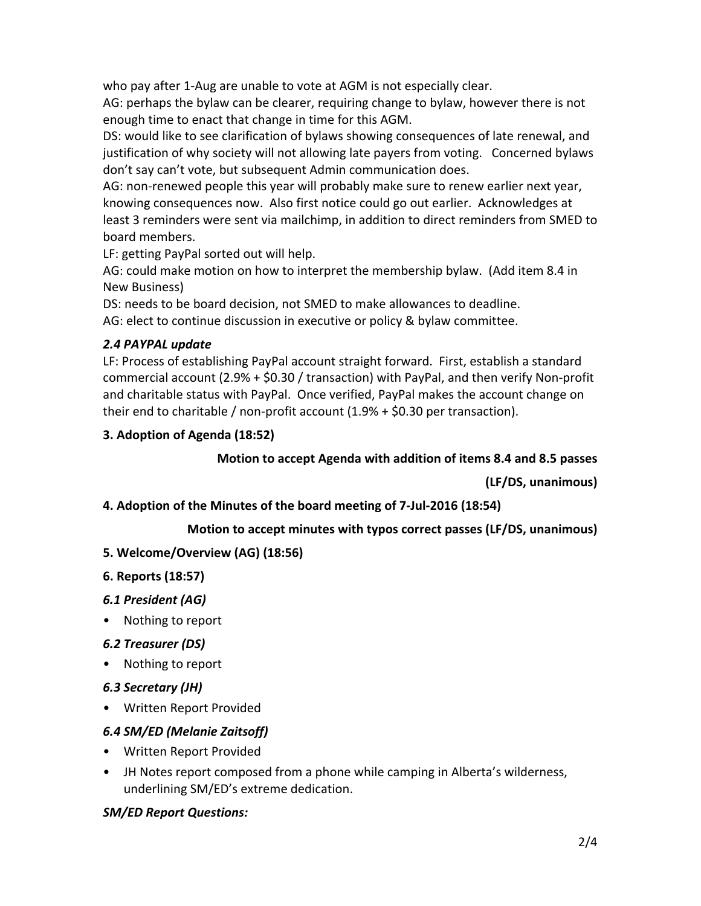who pay after 1-Aug are unable to vote at AGM is not especially clear.

AG: perhaps the bylaw can be clearer, requiring change to bylaw, however there is not enough time to enact that change in time for this AGM.

DS: would like to see clarification of bylaws showing consequences of late renewal, and justification of why society will not allowing late payers from voting. Concerned bylaws don't say can't vote, but subsequent Admin communication does.

AG: non-renewed people this year will probably make sure to renew earlier next year, knowing consequences now. Also first notice could go out earlier. Acknowledges at least 3 reminders were sent via mailchimp, in addition to direct reminders from SMED to board members.

LF: getting PayPal sorted out will help.

AG: could make motion on how to interpret the membership bylaw. (Add item 8.4 in New Business)

DS: needs to be board decision, not SMED to make allowances to deadline.

AG: elect to continue discussion in executive or policy & bylaw committee.

### *2.4 PAYPAL update*

LF: Process of establishing PayPal account straight forward. First, establish a standard commercial account (2.9% + $0.30 / transaction) with PayPal, and then verify Non-profit and charitable status with PayPal. Once verified, PayPal makes the account change on their end to charitable / non-profit account (1.9% + $0.30 per transaction).

## 3. Adoption of Agenda (18:52)

**Motion to accept Agenda with addition of items 8.4 and 8.5 passes (LF/DS, unanimous)**

## 4. Adoption of the Minutes of the board meeting of 7-Jul-2016 (18:54)

**Motion to accept minutes with typos correct passes (LF/DS, unanimous)**

## 5. Welcome/Overview (AG) (18:56)

## 6. Reports (18:57)

### *6.1 President (AG)*

- Nothing to report

### *6.2 Treasurer (DS)*

- Nothing to report

### *6.3 Secretary (JH)*

- Written Report Provided

### *6.4 SM/ED (Melanie Zaitsoff)*

- Written Report Provided
- JH Notes report composed from a phone while camping in Alberta's wilderness, underlining SM/ED's extreme dedication.

### *SM/ED Report Questions:*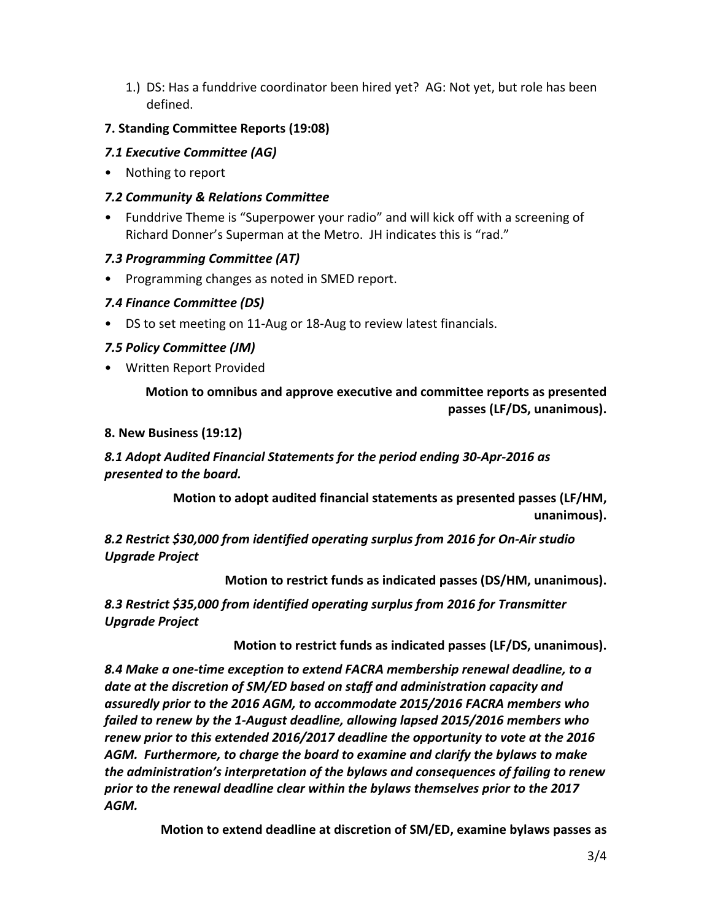1.) DS: Has a funddrive coordinator been hired yet? AG: Not yet, but role has been defined.

**7. Standing Committee Reports (19:08)**

***7.1 Executive Committee (AG)***

- Nothing to report

***7.2 Community & Relations Committee***

- Funddrive Theme is "Superpower your radio" and will kick off with a screening of Richard Donner's Superman at the Metro. JH indicates this is "rad."

***7.3 Programming Committee (AT)***

- Programming changes as noted in SMED report.

***7.4 Finance Committee (DS)***

- DS to set meeting on 11-Aug or 18-Aug to review latest financials.

***7.5 Policy Committee (JM)***

- Written Report Provided

**Motion to omnibus and approve executive and committee reports as presented passes (LF/DS, unanimous).**

**8. New Business (19:12)**

***8.1 Adopt Audited Financial Statements for the period ending 30-Apr-2016 as presented to the board.***

**Motion to adopt audited financial statements as presented passes (LF/HM, unanimous).**

***8.2 Restrict $30,000 from identified operating surplus from 2016 for On-Air studio Upgrade Project***

**Motion to restrict funds as indicated passes (DS/HM, unanimous).**

***8.3 Restrict $35,000 from identified operating surplus from 2016 for Transmitter Upgrade Project***

**Motion to restrict funds as indicated passes (LF/DS, unanimous).**

***8.4 Make a one-time exception to extend FACRA membership renewal deadline, to a date at the discretion of SM/ED based on staff and administration capacity and assuredly prior to the 2016 AGM, to accommodate 2015/2016 FACRA members who failed to renew by the 1-August deadline, allowing lapsed 2015/2016 members who renew prior to this extended 2016/2017 deadline the opportunity to vote at the 2016 AGM. Furthermore, to charge the board to examine and clarify the bylaws to make the administration's interpretation of the bylaws and consequences of failing to renew prior to the renewal deadline clear within the bylaws themselves prior to the 2017 AGM.***

**Motion to extend deadline at discretion of SM/ED, examine bylaws passes as**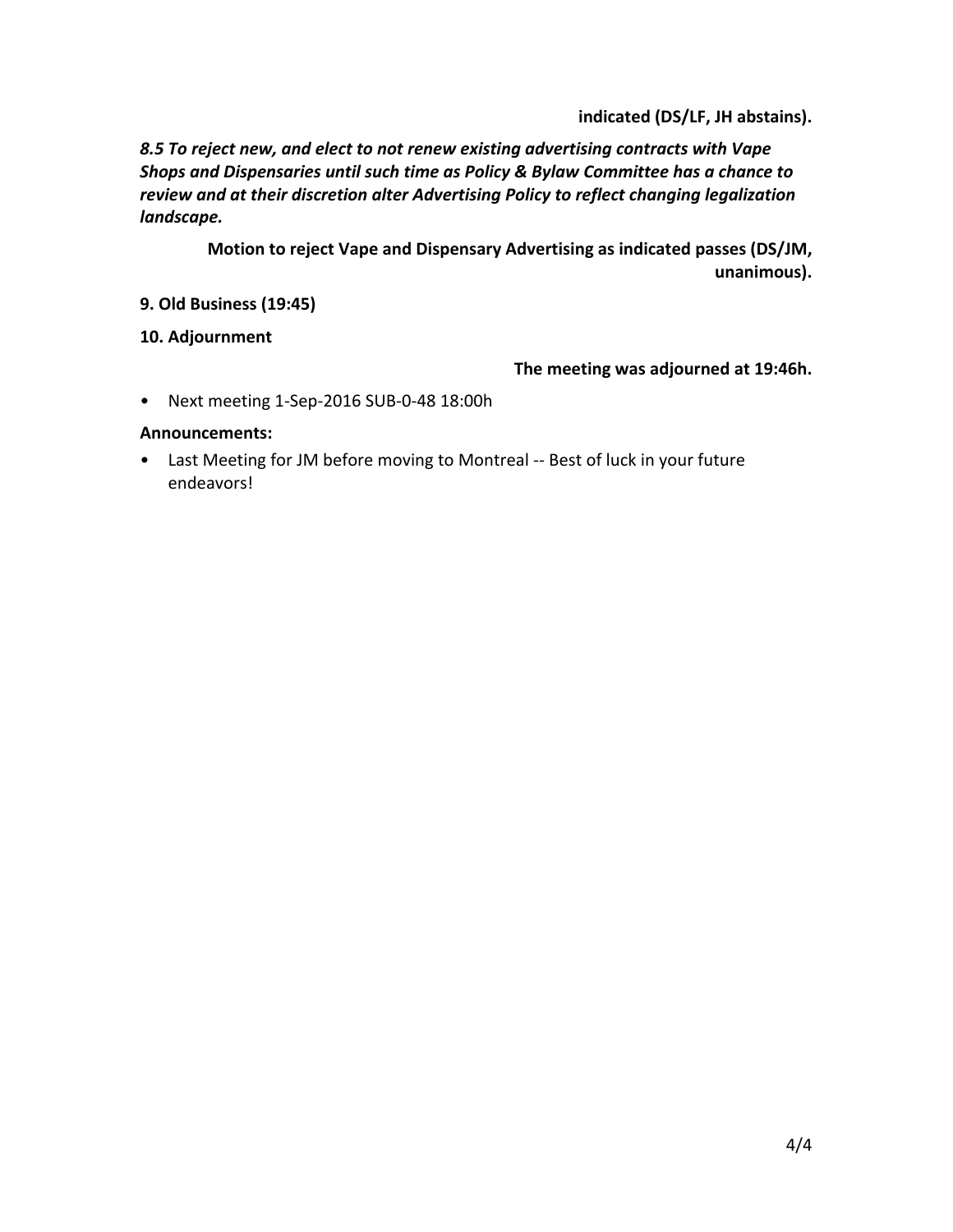**indicated (DS/LF, JH abstains).**

***8.5 To reject new, and elect to not renew existing advertising contracts with Vape Shops and Dispensaries until such time as Policy & Bylaw Committee has a chance to review and at their discretion alter Advertising Policy to reflect changing legalization landscape.***

**Motion to reject Vape and Dispensary Advertising as indicated passes (DS/JM, unanimous).**

**9. Old Business (19:45)**

**10. Adjournment**

**The meeting was adjourned at 19:46h.**

- Next meeting 1-Sep-2016 SUB-0-48 18:00h

**Announcements:**

- Last Meeting for JM before moving to Montreal -- Best of luck in your future endeavors!